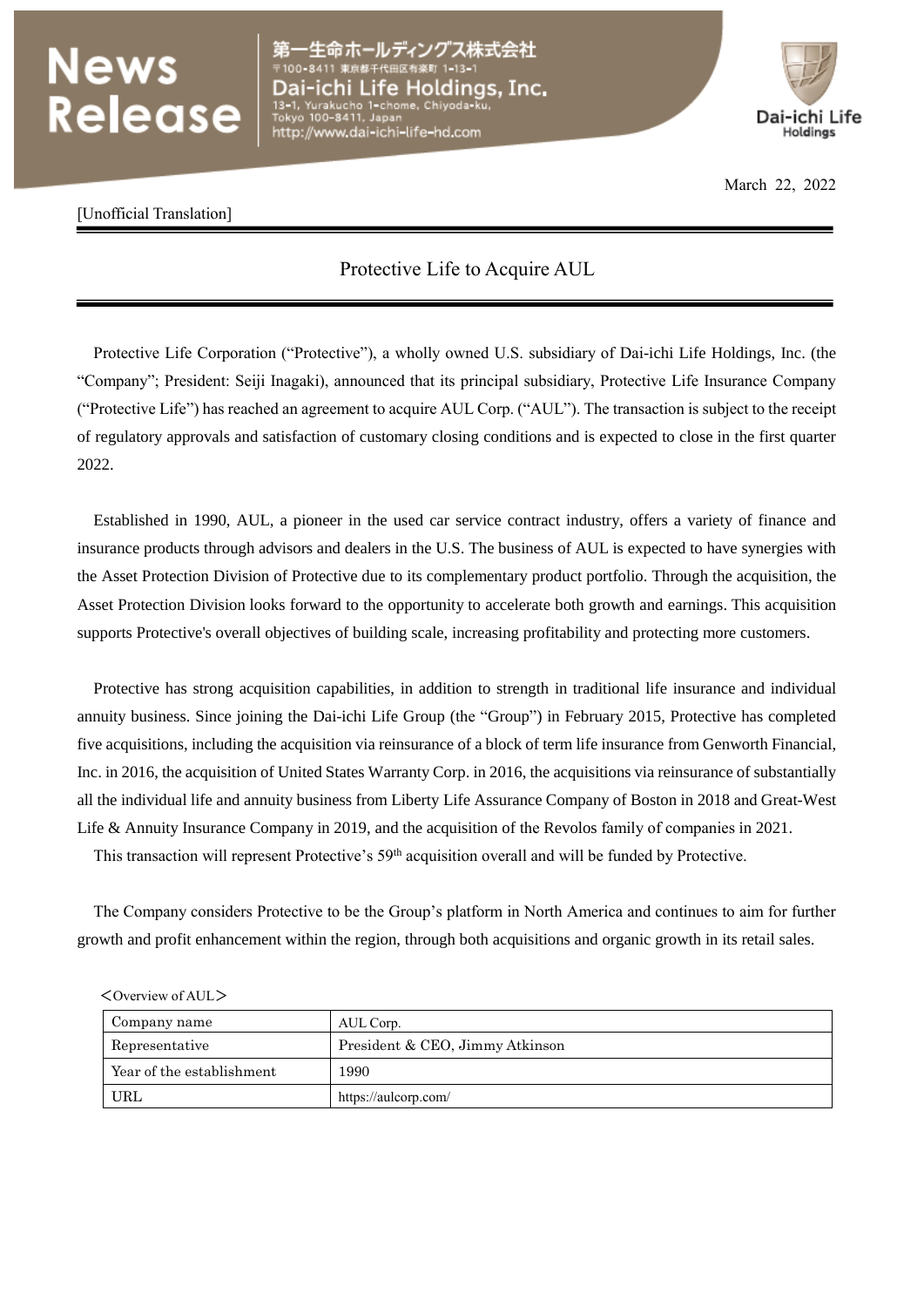# News Release

第一生命ホールディングス株式会社
〒100-8411 東京都千代田区有楽町 1-13-1
Dai-ichi Life Holdings, Inc.
13-1, Yurakucho 1-chome, Chiyoda-ku,
Tokyo 100-8411, Japan
http://www.dai-ichi-life-hd.com

Dai-ichi Life Holdings

March 22, 2022

[Unofficial Translation]

## Protective Life to Acquire AUL

Protective Life Corporation ("Protective"), a wholly owned U.S. subsidiary of Dai-ichi Life Holdings, Inc. (the "Company"; President: Seiji Inagaki), announced that its principal subsidiary, Protective Life Insurance Company ("Protective Life") has reached an agreement to acquire AUL Corp. ("AUL"). The transaction is subject to the receipt of regulatory approvals and satisfaction of customary closing conditions and is expected to close in the first quarter 2022.

Established in 1990, AUL, a pioneer in the used car service contract industry, offers a variety of finance and insurance products through advisors and dealers in the U.S. The business of AUL is expected to have synergies with the Asset Protection Division of Protective due to its complementary product portfolio. Through the acquisition, the Asset Protection Division looks forward to the opportunity to accelerate both growth and earnings. This acquisition supports Protective's overall objectives of building scale, increasing profitability and protecting more customers.

Protective has strong acquisition capabilities, in addition to strength in traditional life insurance and individual annuity business. Since joining the Dai-ichi Life Group (the "Group") in February 2015, Protective has completed five acquisitions, including the acquisition via reinsurance of a block of term life insurance from Genworth Financial, Inc. in 2016, the acquisition of United States Warranty Corp. in 2016, the acquisitions via reinsurance of substantially all the individual life and annuity business from Liberty Life Assurance Company of Boston in 2018 and Great-West Life & Annuity Insurance Company in 2019, and the acquisition of the Revolos family of companies in 2021.

This transaction will represent Protective's 59th acquisition overall and will be funded by Protective.

The Company considers Protective to be the Group's platform in North America and continues to aim for further growth and profit enhancement within the region, through both acquisitions and organic growth in its retail sales.

＜Overview of AUL＞

| Company name | AUL Corp. |
|---|---|
| Representative | President & CEO, Jimmy Atkinson |
| Year of the establishment | 1990 |
| URL | https://aulcorp.com/ |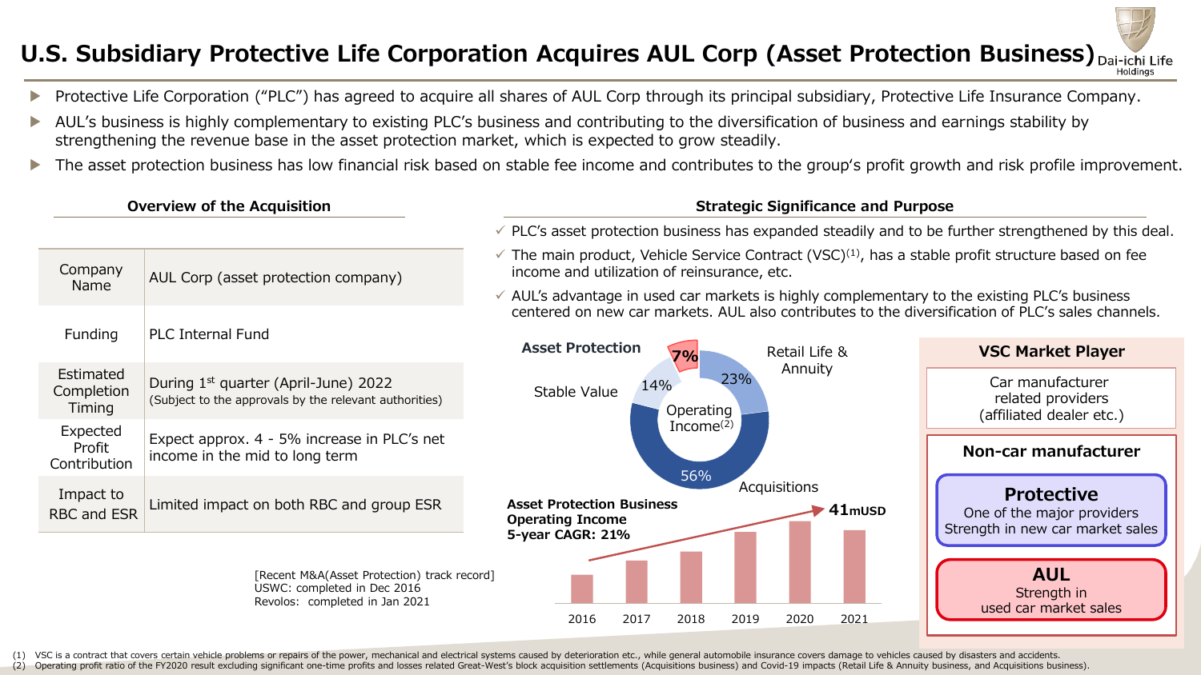# U.S. Subsidiary Protective Life Corporation Acquires AUL Corp (Asset Protection Business)

- Protective Life Corporation ("PLC") has agreed to acquire all shares of AUL Corp through its principal subsidiary, Protective Life Insurance Company.
- AUL's business is highly complementary to existing PLC's business and contributing to the diversification of business and earnings stability by strengthening the revenue base in the asset protection market, which is expected to grow steadily.
- The asset protection business has low financial risk based on stable fee income and contributes to the group's profit growth and risk profile improvement.

## Overview of the Acquisition

| | |
|---|---|
| Company Name | AUL Corp (asset protection company) |
| Funding | PLC Internal Fund |
| Estimated Completion Timing | During 1st quarter (April-June) 2022 (Subject to the approvals by the relevant authorities) |
| Expected Profit Contribution | Expect approx. 4 - 5% increase in PLC's net income in the mid to long term |
| Impact to RBC and ESR | Limited impact on both RBC and group ESR |

[Recent M&A(Asset Protection) track record]
USWC: completed in Dec 2016
Revolos: completed in Jan 2021

## Strategic Significance and Purpose

- ✓ PLC's asset protection business has expanded steadily and to be further strengthened by this deal.
- ✓ The main product, Vehicle Service Contract (VSC)(1), has a stable profit structure based on fee income and utilization of reinsurance, etc.
- ✓ AUL's advantage in used car markets is highly complementary to the existing PLC's business centered on new car markets. AUL also contributes to the diversification of PLC's sales channels.

Operating Income(2)
Asset Protection 7%
Retail Life & Annuity 23%
Stable Value 14%
Acquisitions 56%

Asset Protection Business Operating Income 5-year CAGR: 21%
41mUSD
2016 2017 2018 2019 2020 2021

**VSC Market Player**

Car manufacturer related providers (affiliated dealer etc.)

**Non-car manufacturer**

**Protective**
One of the major providers
Strength in new car market sales

**AUL**
Strength in used car market sales

(1) VSC is a contract that covers certain vehicle problems or repairs of the power, mechanical and electrical systems caused by deterioration etc., while general automobile insurance covers damage to vehicles caused by disasters and accidents.
(2) Operating profit ratio of the FY2020 result excluding significant one-time profits and losses related Great-West's block acquisition settlements (Acquisitions business) and Covid-19 impacts (Retail Life & Annuity business, and Acquisitions business).